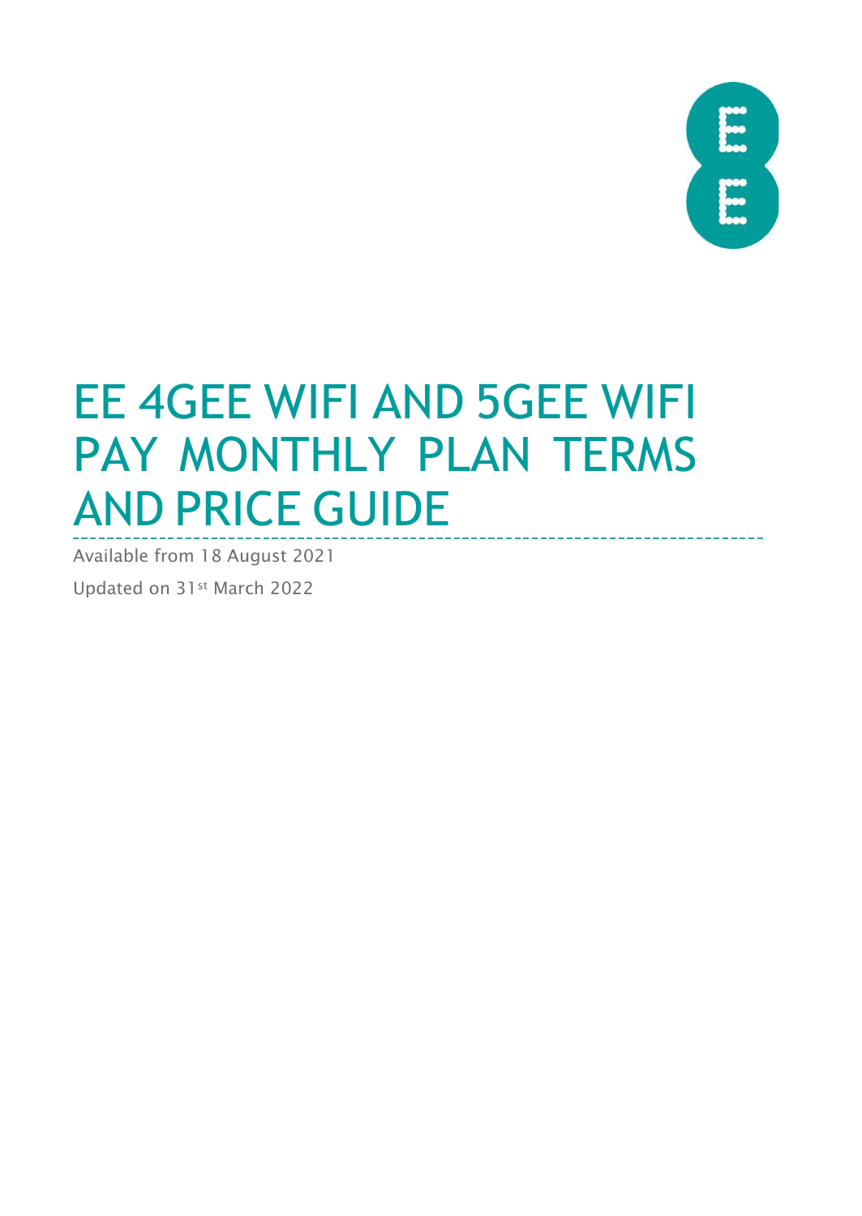# EE 4GEE WIFI AND 5GEE WIFI PAY MONTHLY PLAN TERMS AND PRICE GUIDE

Available from 18 August 2021

Updated on 31st March 2022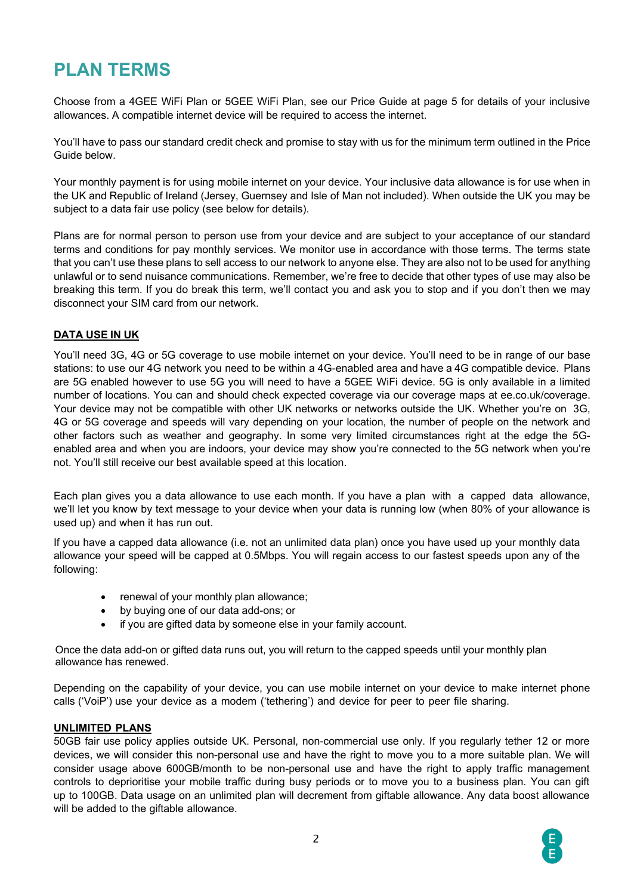# PLAN TERMS

Choose from a 4GEE WiFi Plan or 5GEE WiFi Plan, see our Price Guide at page 5 for details of your inclusive allowances. A compatible internet device will be required to access the internet.

You'll have to pass our standard credit check and promise to stay with us for the minimum term outlined in the Price Guide below.

Your monthly payment is for using mobile internet on your device. Your inclusive data allowance is for use when in the UK and Republic of Ireland (Jersey, Guernsey and Isle of Man not included). When outside the UK you may be subject to a data fair use policy (see below for details).

Plans are for normal person to person use from your device and are subject to your acceptance of our standard terms and conditions for pay monthly services. We monitor use in accordance with those terms. The terms state that you can't use these plans to sell access to our network to anyone else. They are also not to be used for anything unlawful or to send nuisance communications. Remember, we're free to decide that other types of use may also be breaking this term. If you do break this term, we'll contact you and ask you to stop and if you don't then we may disconnect your SIM card from our network.

**DATA USE IN UK**

You'll need 3G, 4G or 5G coverage to use mobile internet on your device. You'll need to be in range of our base stations: to use our 4G network you need to be within a 4G-enabled area and have a 4G compatible device. Plans are 5G enabled however to use 5G you will need to have a 5GEE WiFi device. 5G is only available in a limited number of locations. You can and should check expected coverage via our coverage maps at ee.co.uk/coverage. Your device may not be compatible with other UK networks or networks outside the UK. Whether you're on 3G, 4G or 5G coverage and speeds will vary depending on your location, the number of people on the network and other factors such as weather and geography. In some very limited circumstances right at the edge the 5G-enabled area and when you are indoors, your device may show you're connected to the 5G network when you're not. You'll still receive our best available speed at this location.

Each plan gives you a data allowance to use each month. If you have a plan with a capped data allowance, we'll let you know by text message to your device when your data is running low (when 80% of your allowance is used up) and when it has run out.

If you have a capped data allowance (i.e. not an unlimited data plan) once you have used up your monthly data allowance your speed will be capped at 0.5Mbps. You will regain access to our fastest speeds upon any of the following:

- renewal of your monthly plan allowance;
- by buying one of our data add-ons; or
- if you are gifted data by someone else in your family account.

Once the data add-on or gifted data runs out, you will return to the capped speeds until your monthly plan allowance has renewed.

Depending on the capability of your device, you can use mobile internet on your device to make internet phone calls ('VoiP') use your device as a modem ('tethering') and device for peer to peer file sharing.

**UNLIMITED PLANS**

50GB fair use policy applies outside UK. Personal, non-commercial use only. If you regularly tether 12 or more devices, we will consider this non-personal use and have the right to move you to a more suitable plan. We will consider usage above 600GB/month to be non-personal use and have the right to apply traffic management controls to deprioritise your mobile traffic during busy periods or to move you to a business plan. You can gift up to 100GB. Data usage on an unlimited plan will decrement from giftable allowance. Any data boost allowance will be added to the giftable allowance.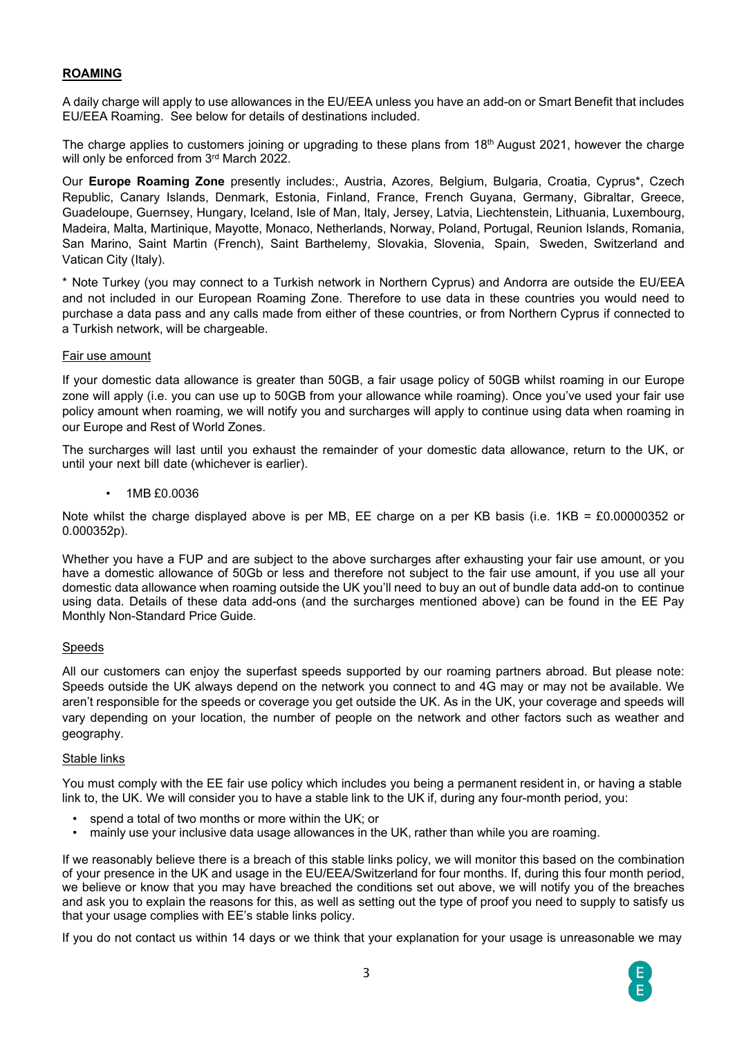## ROAMING

A daily charge will apply to use allowances in the EU/EEA unless you have an add-on or Smart Benefit that includes EU/EEA Roaming. See below for details of destinations included.

The charge applies to customers joining or upgrading to these plans from 18th August 2021, however the charge will only be enforced from 3rd March 2022.

Our **Europe Roaming Zone** presently includes:, Austria, Azores, Belgium, Bulgaria, Croatia, Cyprus*, Czech Republic, Canary Islands, Denmark, Estonia, Finland, France, French Guyana, Germany, Gibraltar, Greece, Guadeloupe, Guernsey, Hungary, Iceland, Isle of Man, Italy, Jersey, Latvia, Liechtenstein, Lithuania, Luxembourg, Madeira, Malta, Martinique, Mayotte, Monaco, Netherlands, Norway, Poland, Portugal, Reunion Islands, Romania, San Marino, Saint Martin (French), Saint Barthelemy, Slovakia, Slovenia, Spain, Sweden, Switzerland and Vatican City (Italy).

* Note Turkey (you may connect to a Turkish network in Northern Cyprus) and Andorra are outside the EU/EEA and not included in our European Roaming Zone. Therefore to use data in these countries you would need to purchase a data pass and any calls made from either of these countries, or from Northern Cyprus if connected to a Turkish network, will be chargeable.

### Fair use amount

If your domestic data allowance is greater than 50GB, a fair usage policy of 50GB whilst roaming in our Europe zone will apply (i.e. you can use up to 50GB from your allowance while roaming). Once you've used your fair use policy amount when roaming, we will notify you and surcharges will apply to continue using data when roaming in our Europe and Rest of World Zones.

The surcharges will last until you exhaust the remainder of your domestic data allowance, return to the UK, or until your next bill date (whichever is earlier).

- 1MB £0.0036

Note whilst the charge displayed above is per MB, EE charge on a per KB basis (i.e. 1KB = £0.00000352 or 0.000352p).

Whether you have a FUP and are subject to the above surcharges after exhausting your fair use amount, or you have a domestic allowance of 50Gb or less and therefore not subject to the fair use amount, if you use all your domestic data allowance when roaming outside the UK you'll need to buy an out of bundle data add-on to continue using data. Details of these data add-ons (and the surcharges mentioned above) can be found in the EE Pay Monthly Non-Standard Price Guide.

### Speeds

All our customers can enjoy the superfast speeds supported by our roaming partners abroad. But please note: Speeds outside the UK always depend on the network you connect to and 4G may or may not be available. We aren't responsible for the speeds or coverage you get outside the UK. As in the UK, your coverage and speeds will vary depending on your location, the number of people on the network and other factors such as weather and geography.

### Stable links

You must comply with the EE fair use policy which includes you being a permanent resident in, or having a stable link to, the UK. We will consider you to have a stable link to the UK if, during any four-month period, you:

- spend a total of two months or more within the UK; or
- mainly use your inclusive data usage allowances in the UK, rather than while you are roaming.

If we reasonably believe there is a breach of this stable links policy, we will monitor this based on the combination of your presence in the UK and usage in the EU/EEA/Switzerland for four months. If, during this four month period, we believe or know that you may have breached the conditions set out above, we will notify you of the breaches and ask you to explain the reasons for this, as well as setting out the type of proof you need to supply to satisfy us that your usage complies with EE's stable links policy.

If you do not contact us within 14 days or we think that your explanation for your usage is unreasonable we may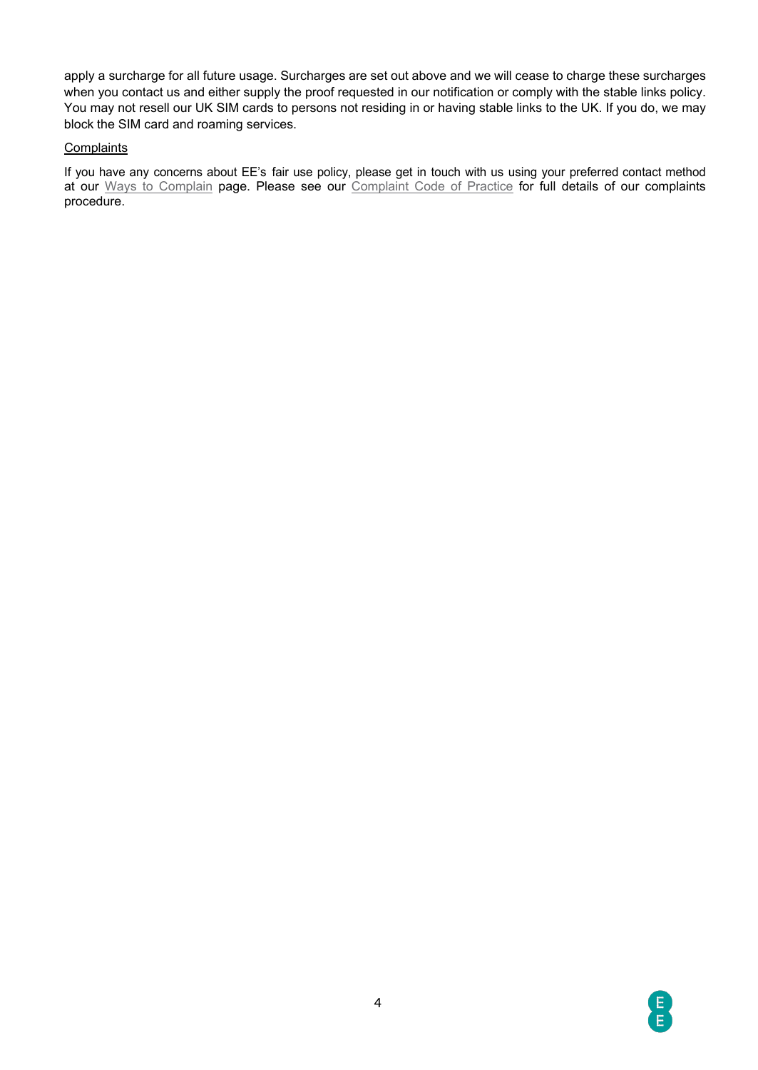apply a surcharge for all future usage. Surcharges are set out above and we will cease to charge these surcharges when you contact us and either supply the proof requested in our notification or comply with the stable links policy. You may not resell our UK SIM cards to persons not residing in or having stable links to the UK. If you do, we may block the SIM card and roaming services.

Complaints

If you have any concerns about EE's fair use policy, please get in touch with us using your preferred contact method at our Ways to Complain page. Please see our Complaint Code of Practice for full details of our complaints procedure.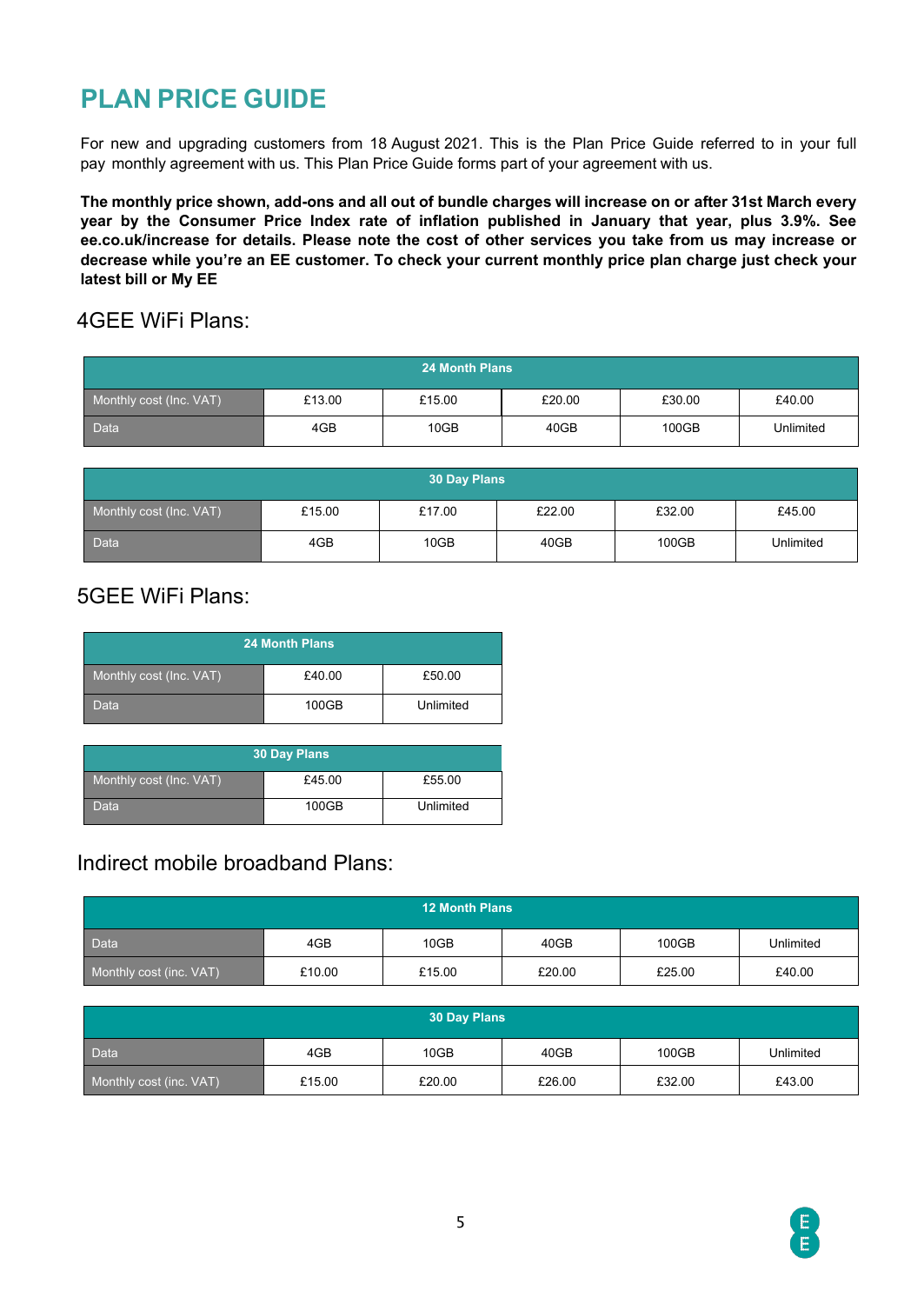# PLAN PRICE GUIDE

For new and upgrading customers from 18 August 2021. This is the Plan Price Guide referred to in your full pay monthly agreement with us. This Plan Price Guide forms part of your agreement with us.

**The monthly price shown, add-ons and all out of bundle charges will increase on or after 31st March every year by the Consumer Price Index rate of inflation published in January that year, plus 3.9%. See ee.co.uk/increase for details. Please note the cost of other services you take from us may increase or decrease while you're an EE customer. To check your current monthly price plan charge just check your latest bill or My EE**

## 4GEE WiFi Plans:

| 24 Month Plans | | | | | |
|---|---|---|---|---|---|
| Monthly cost (Inc. VAT) | £13.00 | £15.00 | £20.00 | £30.00 | £40.00 |
| Data | 4GB | 10GB | 40GB | 100GB | Unlimited |

| 30 Day Plans | | | | | |
|---|---|---|---|---|---|
| Monthly cost (Inc. VAT) | £15.00 | £17.00 | £22.00 | £32.00 | £45.00 |
| Data | 4GB | 10GB | 40GB | 100GB | Unlimited |

## 5GEE WiFi Plans:

| 24 Month Plans | | |
|---|---|---|
| Monthly cost (Inc. VAT) | £40.00 | £50.00 |
| Data | 100GB | Unlimited |

| 30 Day Plans | | |
|---|---|---|
| Monthly cost (Inc. VAT) | £45.00 | £55.00 |
| Data | 100GB | Unlimited |

## Indirect mobile broadband Plans:

| 12 Month Plans | | | | | |
|---|---|---|---|---|---|
| Data | 4GB | 10GB | 40GB | 100GB | Unlimited |
| Monthly cost (inc. VAT) | £10.00 | £15.00 | £20.00 | £25.00 | £40.00 |

| 30 Day Plans | | | | | |
|---|---|---|---|---|---|
| Data | 4GB | 10GB | 40GB | 100GB | Unlimited |
| Monthly cost (inc. VAT) | £15.00 | £20.00 | £26.00 | £32.00 | £43.00 |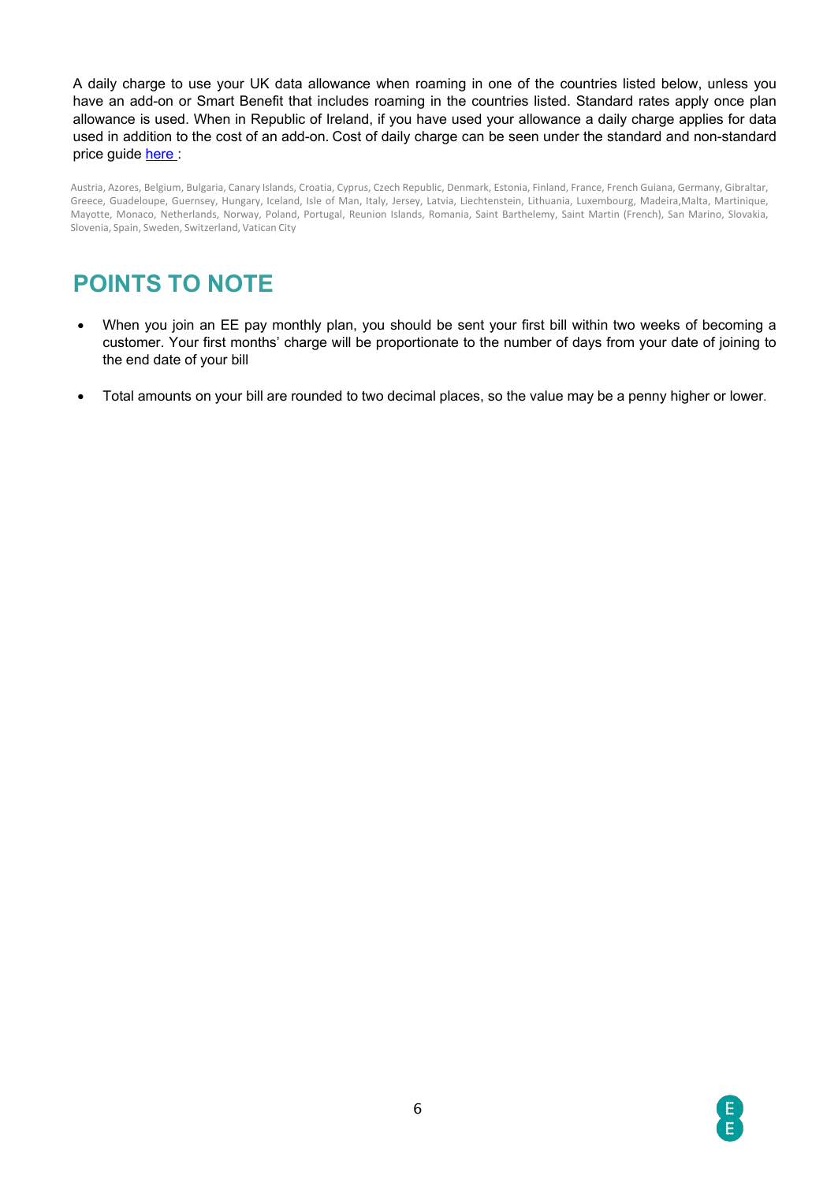A daily charge to use your UK data allowance when roaming in one of the countries listed below, unless you have an add-on or Smart Benefit that includes roaming in the countries listed. Standard rates apply once plan allowance is used. When in Republic of Ireland, if you have used your allowance a daily charge applies for data used in addition to the cost of an add-on. Cost of daily charge can be seen under the standard and non-standard price guide here :

Austria, Azores, Belgium, Bulgaria, Canary Islands, Croatia, Cyprus, Czech Republic, Denmark, Estonia, Finland, France, French Guiana, Germany, Gibraltar, Greece, Guadeloupe, Guernsey, Hungary, Iceland, Isle of Man, Italy, Jersey, Latvia, Liechtenstein, Lithuania, Luxembourg, Madeira,Malta, Martinique, Mayotte, Monaco, Netherlands, Norway, Poland, Portugal, Reunion Islands, Romania, Saint Barthelemy, Saint Martin (French), San Marino, Slovakia, Slovenia, Spain, Sweden, Switzerland, Vatican City

## POINTS TO NOTE

- When you join an EE pay monthly plan, you should be sent your first bill within two weeks of becoming a customer. Your first months' charge will be proportionate to the number of days from your date of joining to the end date of your bill
- Total amounts on your bill are rounded to two decimal places, so the value may be a penny higher or lower.